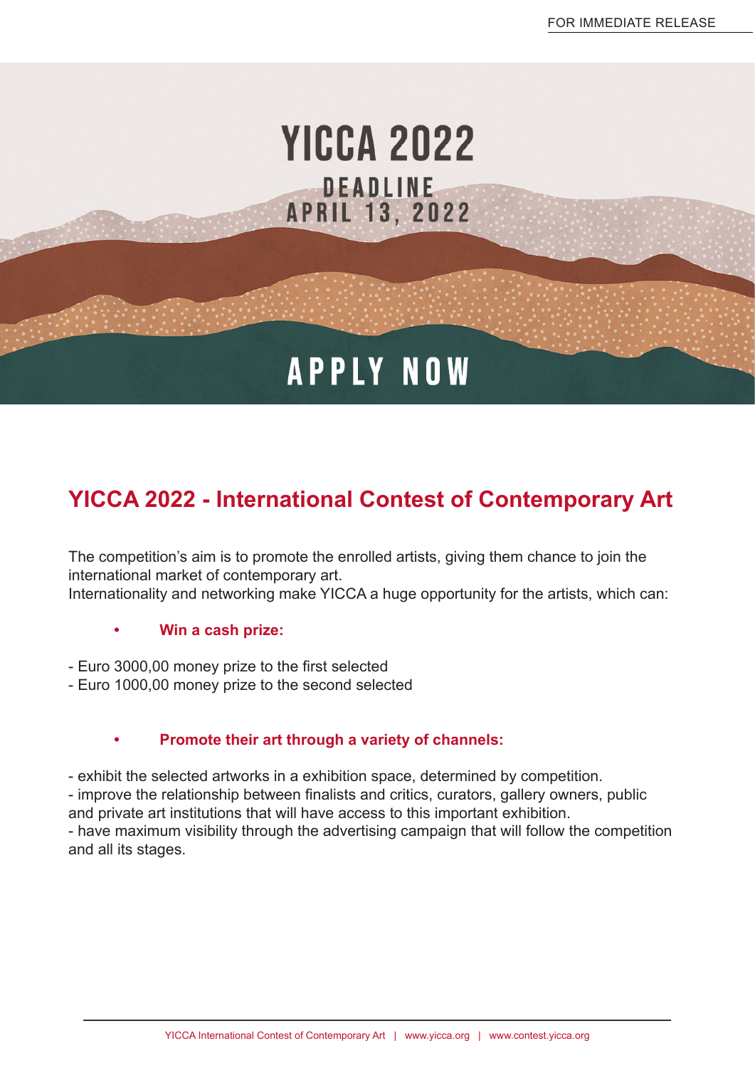FOR IMMEDIATE RELEASE

# YICCA 2022

DEADLINE
APRIL 13, 2022

APPLY NOW

## YICCA 2022 - International Contest of Contemporary Art

The competition's aim is to promote the enrolled artists, giving them chance to join the international market of contemporary art.
Internationality and networking make YICCA a huge opportunity for the artists, which can:

- **Win a cash prize:**

- Euro 3000,00 money prize to the first selected
- Euro 1000,00 money prize to the second selected

- **Promote their art through a variety of channels:**

- exhibit the selected artworks in a exhibition space, determined by competition.
- improve the relationship between finalists and critics, curators, gallery owners, public and private art institutions that will have access to this important exhibition.
- have maximum visibility through the advertising campaign that will follow the competition and all its stages.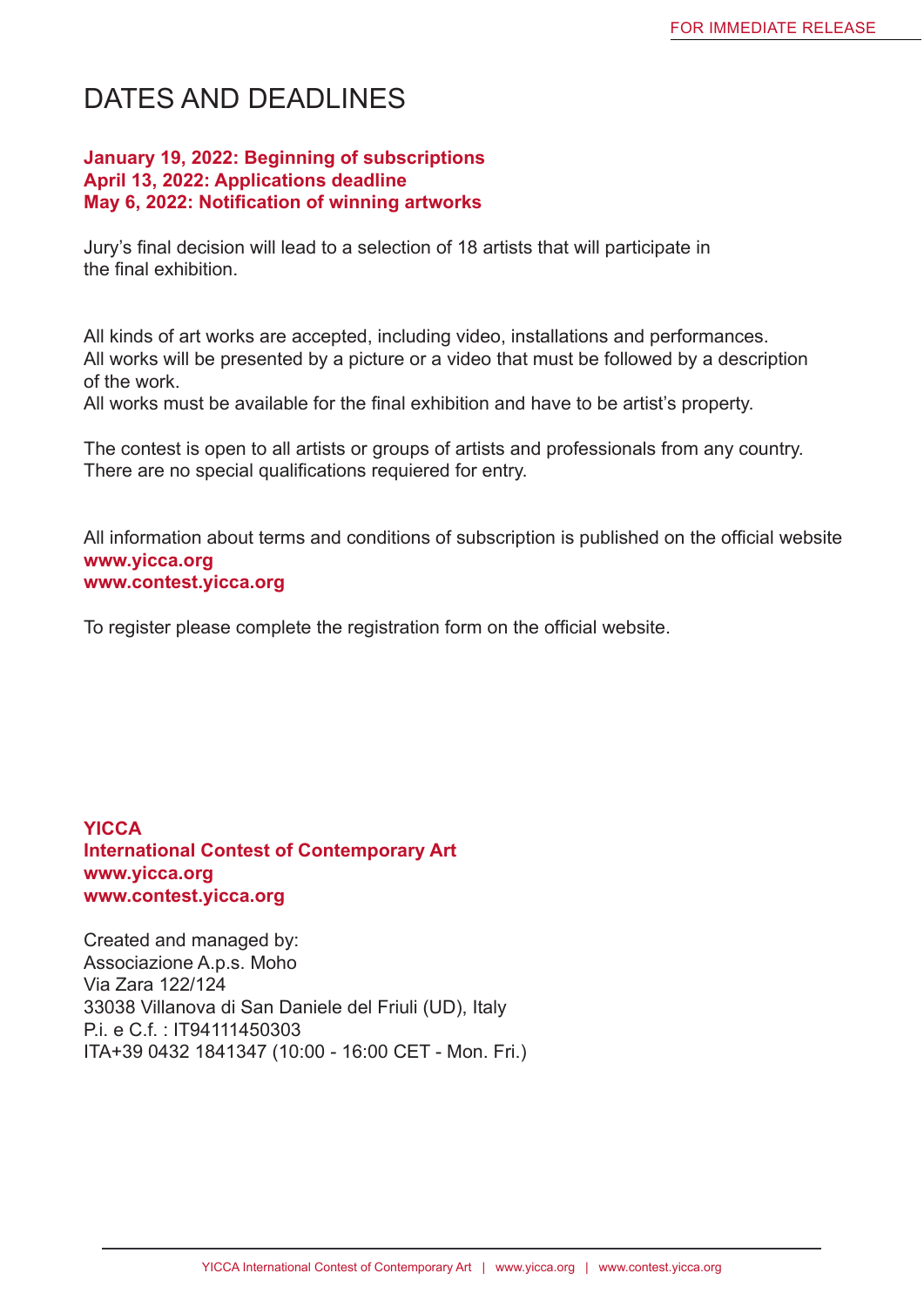# DATES AND DEADLINES

**January 19, 2022: Beginning of subscriptions**
**April 13, 2022: Applications deadline**
**May 6, 2022: Notification of winning artworks**

Jury's final decision will lead to a selection of 18 artists that will participate in the final exhibition.

All kinds of art works are accepted, including video, installations and performances.
All works will be presented by a picture or a video that must be followed by a description of the work.
All works must be available for the final exhibition and have to be artist's property.

The contest is open to all artists or groups of artists and professionals from any country.
There are no special qualifications requiered for entry.

All information about terms and conditions of subscription is published on the official website
**www.yicca.org**
**www.contest.yicca.org**

To register please complete the registration form on the official website.

**YICCA**
**International Contest of Contemporary Art**
**www.yicca.org**
**www.contest.yicca.org**

Created and managed by:
Associazione A.p.s. Moho
Via Zara 122/124
33038 Villanova di San Daniele del Friuli (UD), Italy
P.i. e C.f. : IT94111450303
ITA+39 0432 1841347 (10:00 - 16:00 CET - Mon. Fri.)